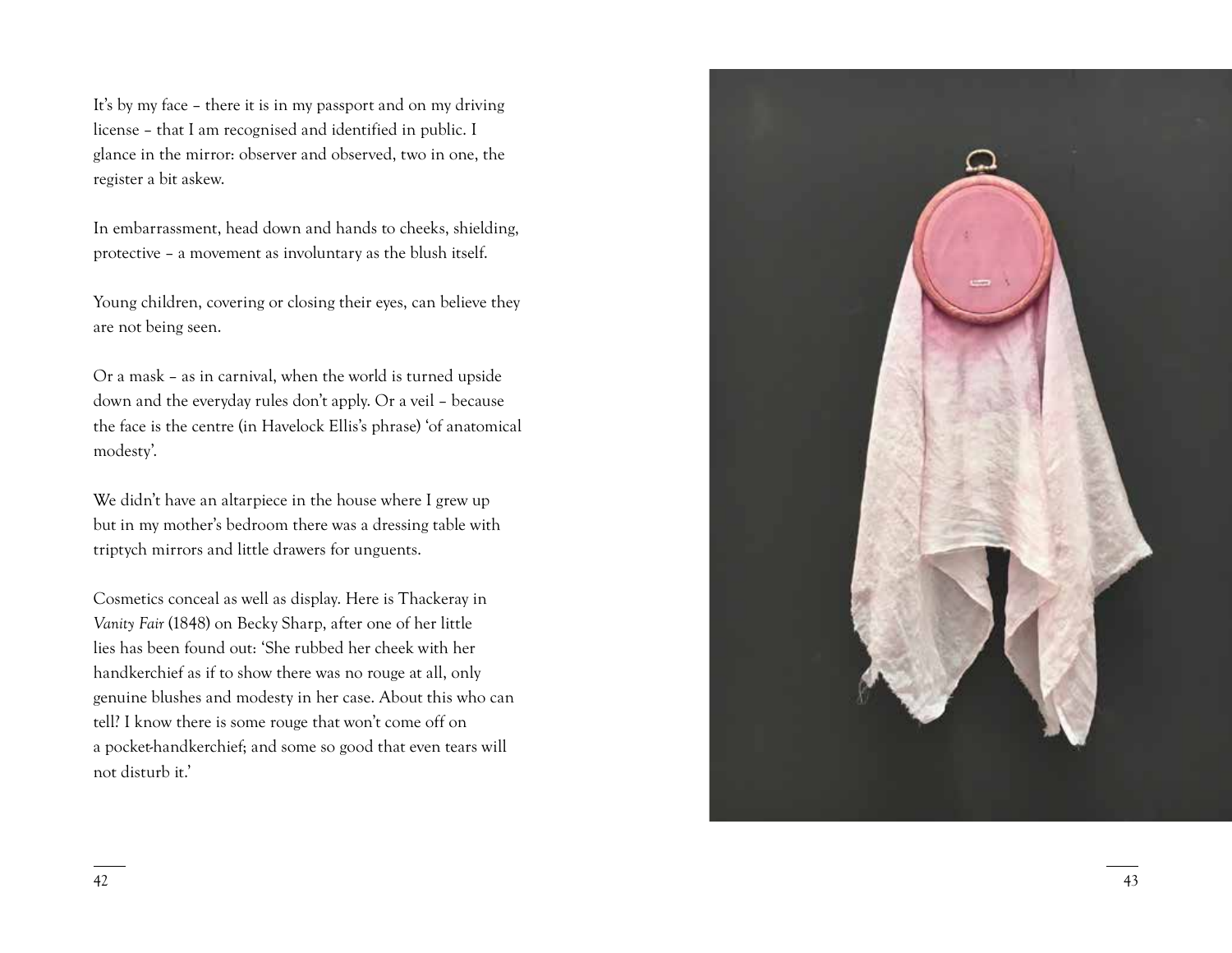It's by my face – there it is in my passport and on my driving license – that I am recognised and identified in public. I glance in the mirror: observer and observed, two in one, the register a bit askew.

In embarrassment, head down and hands to cheeks, shielding, protective – a movement as involuntary as the blush itself.

Young children, covering or closing their eyes, can believe they are not being seen.

Or a mask – as in carnival, when the world is turned upside down and the everyday rules don't apply. Or a veil – because the face is the centre (in Havelock Ellis's phrase) 'of anatomical modesty'.

We didn't have an altarpiece in the house where I grew up but in my mother's bedroom there was a dressing table with triptych mirrors and little drawers for unguents.

Cosmetics conceal as well as display. Here is Thackeray in *Vanity Fair* (1848) on Becky Sharp, after one of her little lies has been found out: 'She rubbed her cheek with her handkerchief as if to show there was no rouge at all, only genuine blushes and modesty in her case. About this who can tell? I know there is some rouge that won't come off on a pocket-handkerchief; and some so good that even tears will not disturb it.'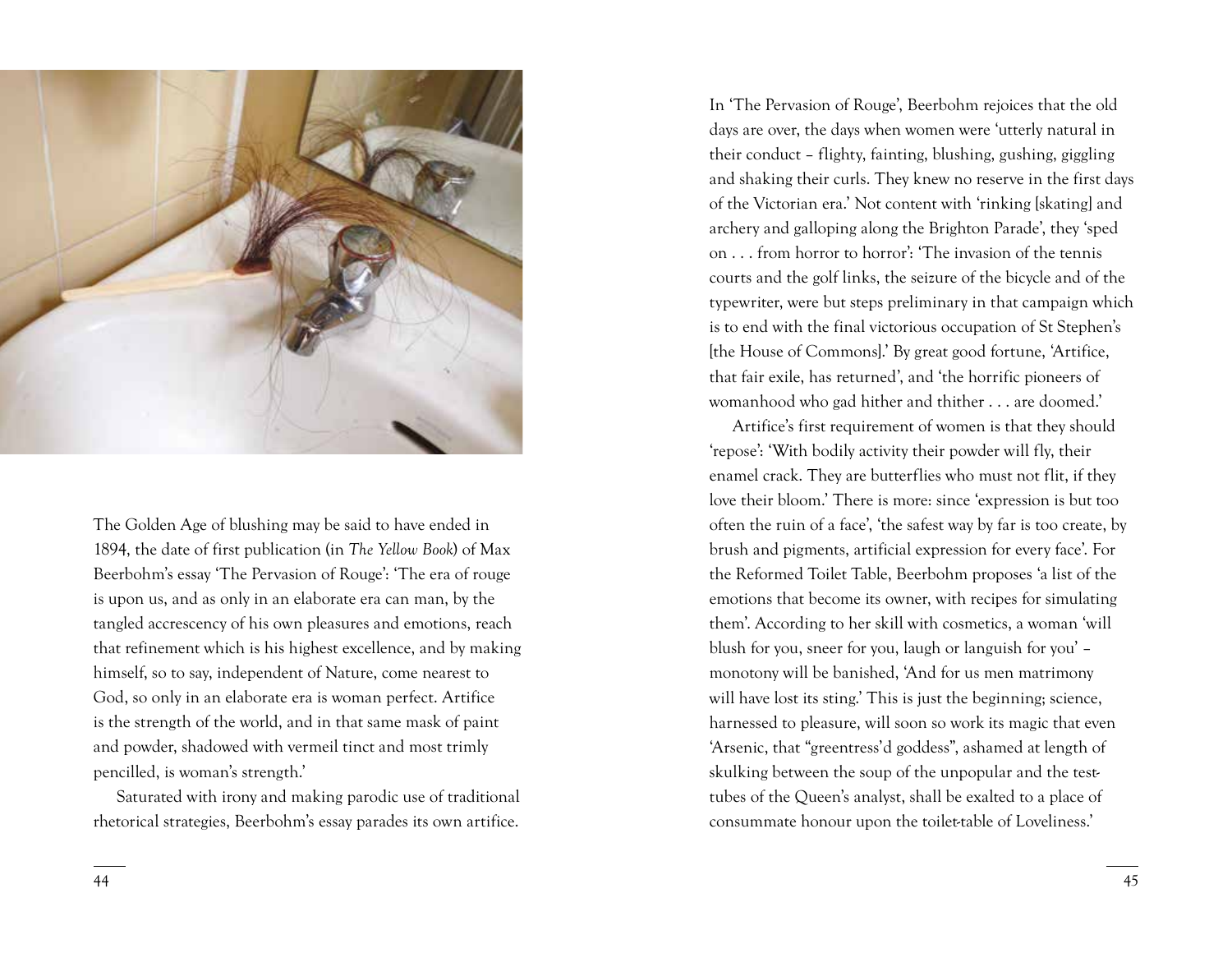The Golden Age of blushing may be said to have ended in 1894, the date of first publication (in *The Yellow Book*) of Max Beerbohm's essay 'The Pervasion of Rouge': 'The era of rouge is upon us, and as only in an elaborate era can man, by the tangled accrescency of his own pleasures and emotions, reach that refinement which is his highest excellence, and by making himself, so to say, independent of Nature, come nearest to God, so only in an elaborate era is woman perfect. Artifice is the strength of the world, and in that same mask of paint and powder, shadowed with vermeil tinct and most trimly pencilled, is woman's strength.'

Saturated with irony and making parodic use of traditional rhetorical strategies, Beerbohm's essay parades its own artifice. In 'The Pervasion of Rouge', Beerbohm rejoices that the old days are over, the days when women were 'utterly natural in their conduct – flighty, fainting, blushing, gushing, giggling and shaking their curls. They knew no reserve in the first days of the Victorian era.' Not content with 'rinking [skating] and archery and galloping along the Brighton Parade', they 'sped on . . . from horror to horror': 'The invasion of the tennis courts and the golf links, the seizure of the bicycle and of the typewriter, were but steps preliminary in that campaign which is to end with the final victorious occupation of St Stephen's [the House of Commons].' By great good fortune, 'Artifice, that fair exile, has returned', and 'the horrific pioneers of womanhood who gad hither and thither . . . are doomed.'

Artifice's first requirement of women is that they should 'repose': 'With bodily activity their powder will fly, their enamel crack. They are butterflies who must not flit, if they love their bloom.' There is more: since 'expression is but too often the ruin of a face', 'the safest way by far is too create, by brush and pigments, artificial expression for every face'. For the Reformed Toilet Table, Beerbohm proposes 'a list of the emotions that become its owner, with recipes for simulating them'. According to her skill with cosmetics, a woman 'will blush for you, sneer for you, laugh or languish for you' – monotony will be banished, 'And for us men matrimony will have lost its sting.' This is just the beginning; science, harnessed to pleasure, will soon so work its magic that even 'Arsenic, that "greentress'd goddess", ashamed at length of skulking between the soup of the unpopular and the test-tubes of the Queen's analyst, shall be exalted to a place of consummate honour upon the toilet-table of Loveliness.'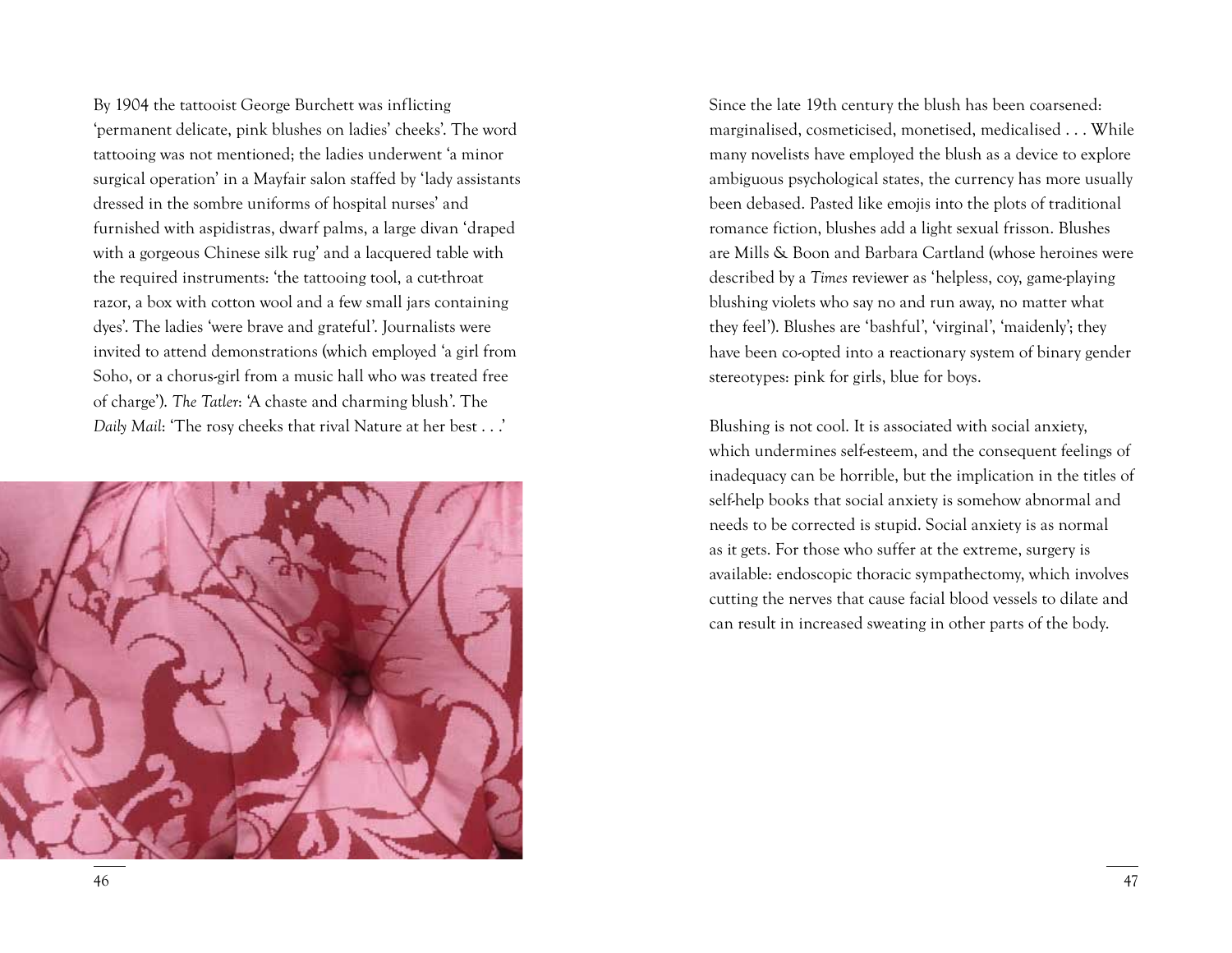By 1904 the tattooist George Burchett was inflicting 'permanent delicate, pink blushes on ladies' cheeks'. The word tattooing was not mentioned; the ladies underwent 'a minor surgical operation' in a Mayfair salon staffed by 'lady assistants dressed in the sombre uniforms of hospital nurses' and furnished with aspidistras, dwarf palms, a large divan 'draped with a gorgeous Chinese silk rug' and a lacquered table with the required instruments: 'the tattooing tool, a cut-throat razor, a box with cotton wool and a few small jars containing dyes'. The ladies 'were brave and grateful'. Journalists were invited to attend demonstrations (which employed 'a girl from Soho, or a chorus-girl from a music hall who was treated free of charge'). *The Tatler*: 'A chaste and charming blush'. The *Daily Mail*: 'The rosy cheeks that rival Nature at her best . . .'

Since the late 19th century the blush has been coarsened: marginalised, cosmeticised, monetised, medicalised . . . While many novelists have employed the blush as a device to explore ambiguous psychological states, the currency has more usually been debased. Pasted like emojis into the plots of traditional romance fiction, blushes add a light sexual frisson. Blushes are Mills & Boon and Barbara Cartland (whose heroines were described by a *Times* reviewer as 'helpless, coy, game-playing blushing violets who say no and run away, no matter what they feel'). Blushes are 'bashful', 'virginal', 'maidenly'; they have been co-opted into a reactionary system of binary gender stereotypes: pink for girls, blue for boys.

Blushing is not cool. It is associated with social anxiety, which undermines self-esteem, and the consequent feelings of inadequacy can be horrible, but the implication in the titles of self-help books that social anxiety is somehow abnormal and needs to be corrected is stupid. Social anxiety is as normal as it gets. For those who suffer at the extreme, surgery is available: endoscopic thoracic sympathectomy, which involves cutting the nerves that cause facial blood vessels to dilate and can result in increased sweating in other parts of the body.